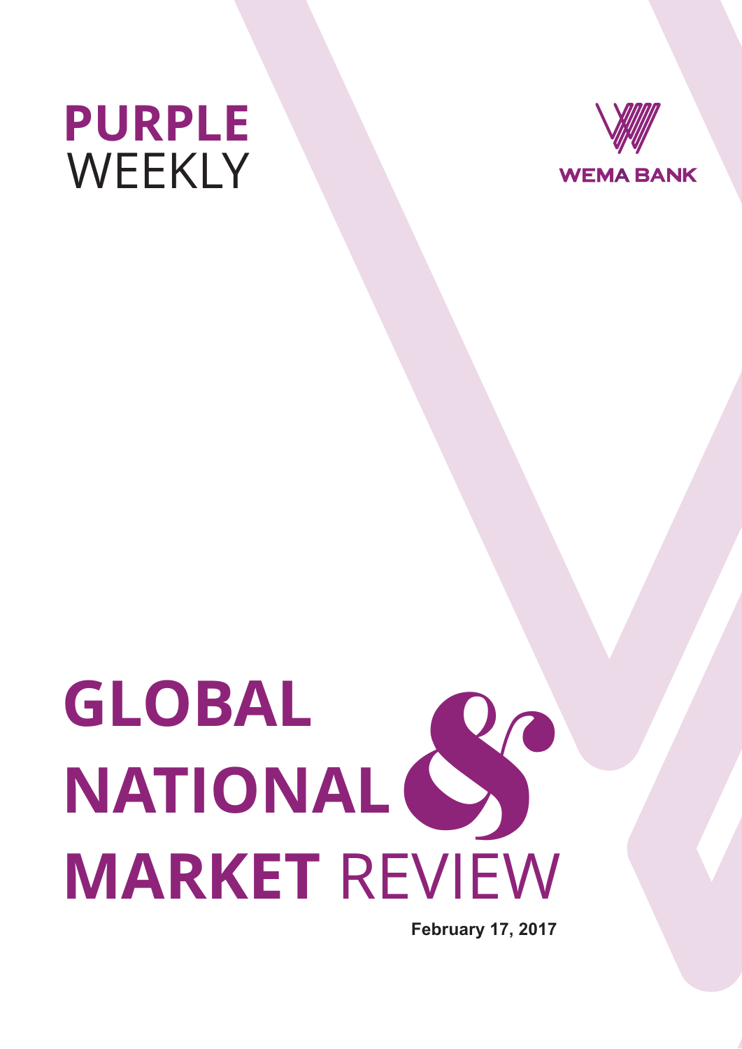# PURPLE WEEKLY

WEMA BANK

# GLOBAL NATIONAL & MARKET REVIEW

**February 17, 2017**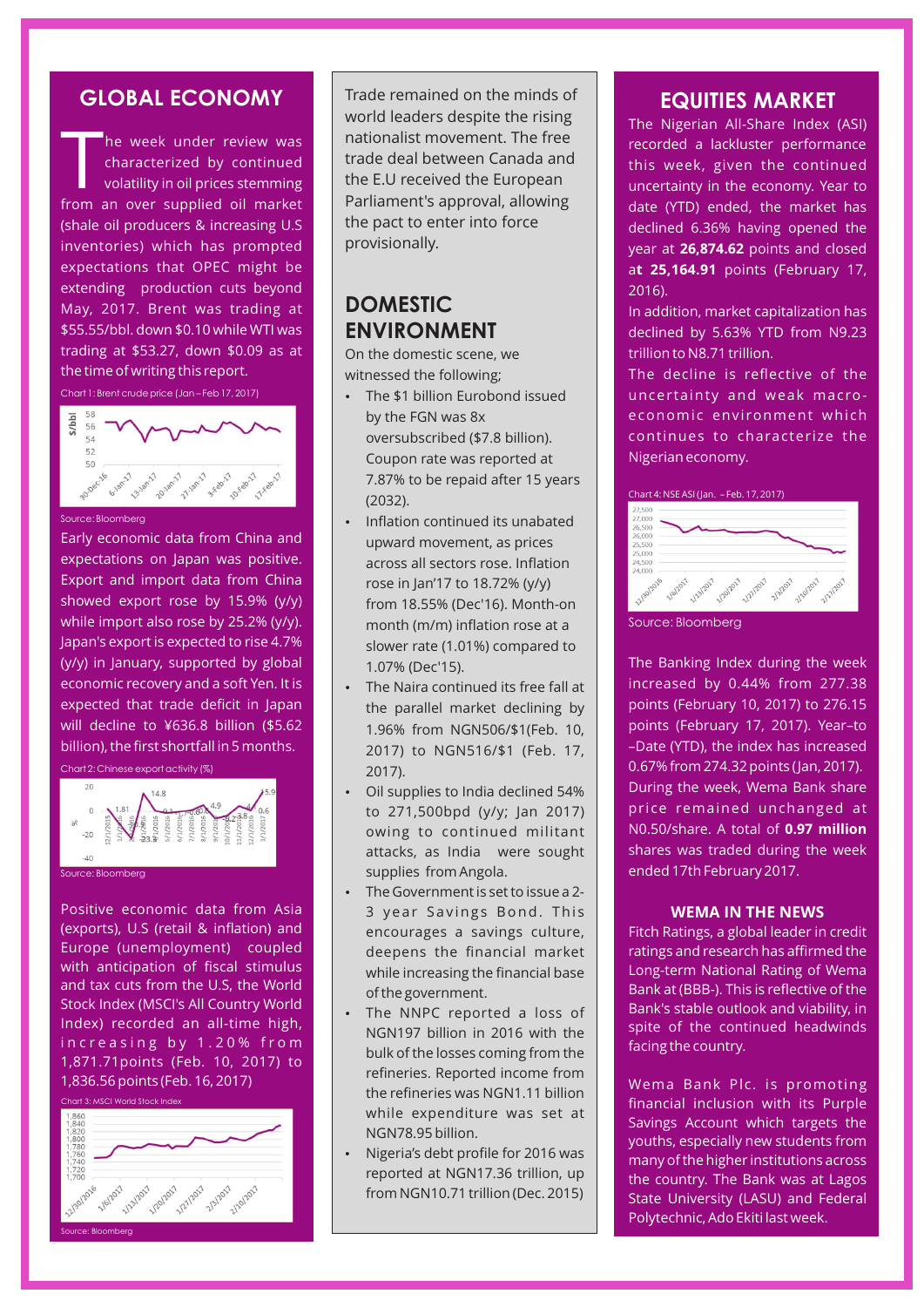## GLOBAL ECONOMY

The week under review was characterized by continued volatility in oil prices stemming from an over supplied oil market (shale oil producers & increasing U.S inventories) which has prompted expectations that OPEC might be extending production cuts beyond May, 2017. Brent was trading at $55.55/bbl. down $0.10 while WTI was trading at $53.27, down $0.09 as at the time of writing this report.

Chart 1: Brent crude price (Jan – Feb 17, 2017)

Source: Bloomberg

Early economic data from China and expectations on Japan was positive. Export and import data from China showed export rose by 15.9% (y/y) while import also rose by 25.2% (y/y). Japan's export is expected to rise 4.7% (y/y) in January, supported by global economic recovery and a soft Yen. It is expected that trade deficit in Japan will decline to ¥636.8 billion ($5.62 billion), the first shortfall in 5 months.

Chart 2: Chinese export activity (%)

Source: Bloomberg

Positive economic data from Asia (exports), U.S (retail & inflation) and Europe (unemployment) coupled with anticipation of fiscal stimulus and tax cuts from the U.S, the World Stock Index (MSCI's All Country World Index) recorded an all-time high, increasing by 1.20% from 1,871.71points (Feb. 10, 2017) to 1,836.56 points (Feb. 16, 2017)

Chart 3: MSCI World Stock Index

Source: Bloomberg

Trade remained on the minds of world leaders despite the rising nationalist movement. The free trade deal between Canada and the E.U received the European Parliament's approval, allowing the pact to enter into force provisionally.

## DOMESTIC ENVIRONMENT

On the domestic scene, we witnessed the following;

- The $1 billion Eurobond issued by the FGN was 8x oversubscribed ($7.8 billion). Coupon rate was reported at 7.87% to be repaid after 15 years (2032).
- Inflation continued its unabated upward movement, as prices across all sectors rose. Inflation rose in Jan'17 to 18.72% (y/y) from 18.55% (Dec'16). Month-on month (m/m) inflation rose at a slower rate (1.01%) compared to 1.07% (Dec'15).
- The Naira continued its free fall at the parallel market declining by 1.96% from NGN506/$1(Feb. 10, 2017) to NGN516/$1 (Feb. 17, 2017).
- Oil supplies to India declined 54% to 271,500bpd (y/y; Jan 2017) owing to continued militant attacks, as India were sought supplies from Angola.
- The Government is set to issue a 2-3 year Savings Bond. This encourages a savings culture, deepens the financial market while increasing the financial base of the government.
- The NNPC reported a loss of NGN197 billion in 2016 with the bulk of the losses coming from the refineries. Reported income from the refineries was NGN1.11 billion while expenditure was set at NGN78.95 billion.
- Nigeria's debt profile for 2016 was reported at NGN17.36 trillion, up from NGN10.71 trillion (Dec. 2015)

## EQUITIES MARKET

The Nigerian All-Share Index (ASI) recorded a lackluster performance this week, given the continued uncertainty in the economy. Year to date (YTD) ended, the market has declined 6.36% having opened the year at **26,874.62** points and closed a**t 25,164.91** points (February 17, 2016).

In addition, market capitalization has declined by 5.63% YTD from N9.23 trillion to N8.71 trillion.

The decline is reflective of the uncertainty and weak macro-economic environment which continues to characterize the Nigerian economy.

Chart 4: NSE ASI (Jan. – Feb. 17, 2017)

Source: Bloomberg

The Banking Index during the week increased by 0.44% from 277.38 points (February 10, 2017) to 276.15 points (February 17, 2017). Year–to –Date (YTD), the index has increased 0.67% from 274.32 points (Jan, 2017). During the week, Wema Bank share price remained unchanged at N0.50/share. A total of **0.97 million** shares was traded during the week ended 17th February 2017.

### WEMA IN THE NEWS

Fitch Ratings, a global leader in credit ratings and research has affirmed the Long-term National Rating of Wema Bank at (BBB-). This is reflective of the Bank's stable outlook and viability, in spite of the continued headwinds facing the country.

Wema Bank Plc. is promoting financial inclusion with its Purple Savings Account which targets the youths, especially new students from many of the higher institutions across the country. The Bank was at Lagos State University (LASU) and Federal Polytechnic, Ado Ekiti last week.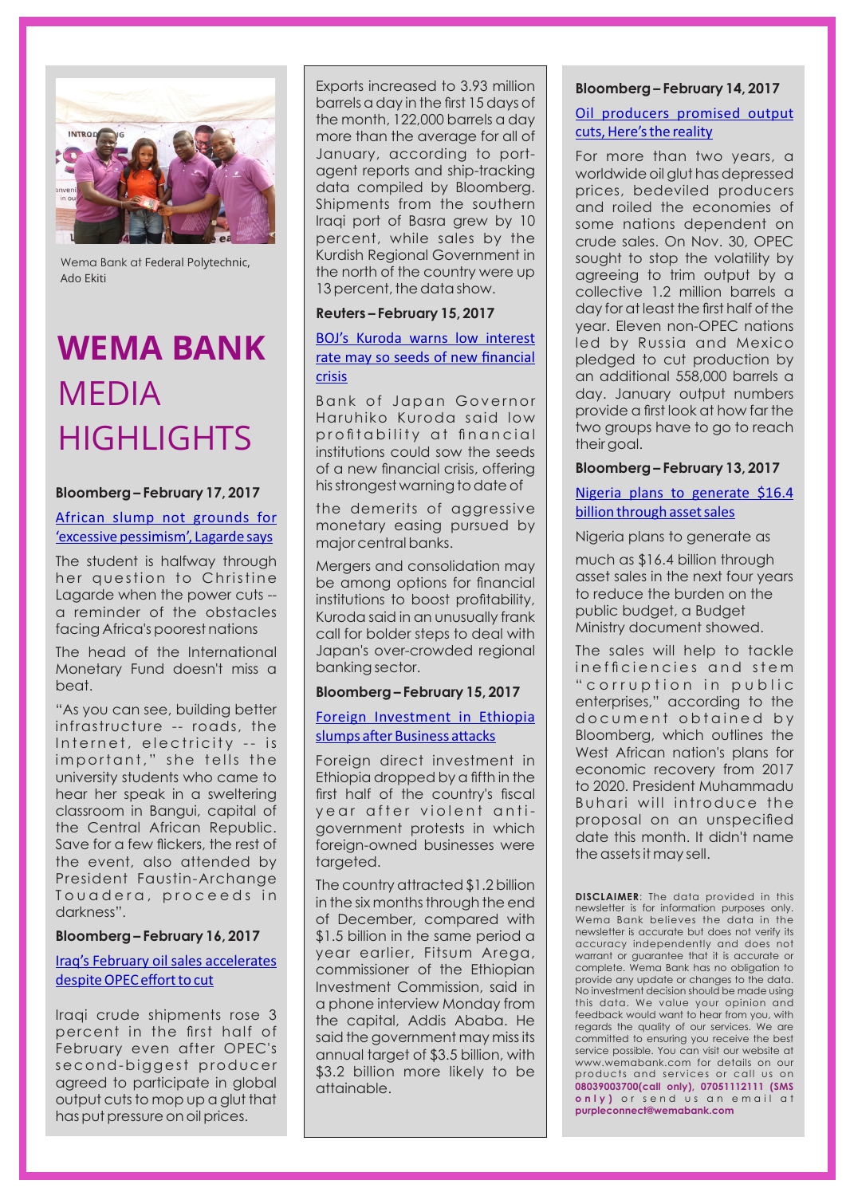Wema Bank at Federal Polytechnic, Ado Ekiti

# WEMA BANK MEDIA HIGHLIGHTS

**Bloomberg – February 17, 2017**

African slump not grounds for 'excessive pessimism', Lagarde says

The student is halfway through her question to Christine Lagarde when the power cuts -- a reminder of the obstacles facing Africa's poorest nations

The head of the International Monetary Fund doesn't miss a beat.

"As you can see, building better infrastructure -- roads, the Internet, electricity -- is important," she tells the university students who came to hear her speak in a sweltering classroom in Bangui, capital of the Central African Republic. Save for a few flickers, the rest of the event, also attended by President Faustin-Archange Touadera, proceeds in darkness".

**Bloomberg – February 16, 2017**

Iraq's February oil sales accelerates despite OPEC effort to cut

Iraqi crude shipments rose 3 percent in the first half of February even after OPEC's second-biggest producer agreed to participate in global output cuts to mop up a glut that has put pressure on oil prices.

Exports increased to 3.93 million barrels a day in the first 15 days of the month, 122,000 barrels a day more than the average for all of January, according to port-agent reports and ship-tracking data compiled by Bloomberg. Shipments from the southern Iraqi port of Basra grew by 10 percent, while sales by the Kurdish Regional Government in the north of the country were up 13 percent, the data show.

**Reuters – February 15, 2017**

BOJ's Kuroda warns low interest rate may so seeds of new financial crisis

Bank of Japan Governor Haruhiko Kuroda said low profitability at financial institutions could sow the seeds of a new financial crisis, offering his strongest warning to date of

the demerits of aggressive monetary easing pursued by major central banks.

Mergers and consolidation may be among options for financial institutions to boost profitability, Kuroda said in an unusually frank call for bolder steps to deal with Japan's over-crowded regional banking sector.

**Bloomberg – February 15, 2017**

Foreign Investment in Ethiopia slumps after Business attacks

Foreign direct investment in Ethiopia dropped by a fifth in the first half of the country's fiscal year after violent anti-government protests in which foreign-owned businesses were targeted.

The country attracted $1.2 billion in the six months through the end of December, compared with $1.5 billion in the same period a year earlier, Fitsum Arega, commissioner of the Ethiopian Investment Commission, said in a phone interview Monday from the capital, Addis Ababa. He said the government may miss its annual target of $3.5 billion, with $3.2 billion more likely to be attainable.

**Bloomberg – February 14, 2017**

Oil producers promised output cuts, Here's the reality

For more than two years, a worldwide oil glut has depressed prices, bedeviled producers and roiled the economies of some nations dependent on crude sales. On Nov. 30, OPEC sought to stop the volatility by agreeing to trim output by a collective 1.2 million barrels a day for at least the first half of the year. Eleven non-OPEC nations led by Russia and Mexico pledged to cut production by an additional 558,000 barrels a day. January output numbers provide a first look at how far the two groups have to go to reach their goal.

**Bloomberg – February 13, 2017**

Nigeria plans to generate $16.4 billion through asset sales

Nigeria plans to generate as much as $16.4 billion through asset sales in the next four years to reduce the burden on the public budget, a Budget Ministry document showed.

The sales will help to tackle inefficiencies and stem "corruption in public enterprises," according to the document obtained by Bloomberg, which outlines the West African nation's plans for economic recovery from 2017 to 2020. President Muhammadu Buhari will introduce the proposal on an unspecified date this month. It didn't name the assets it may sell.

**DISCLAIMER**: The data provided in this newsletter is for information purposes only. Wema Bank believes the data in the newsletter is accurate but does not verify its accuracy independently and does not warrant or guarantee that it is accurate or complete. Wema Bank has no obligation to provide any update or changes to the data. No investment decision should be made using this data. We value your opinion and feedback would want to hear from you, with regards the quality of our services. We are committed to ensuring you receive the best service possible. You can visit our website at www.wemabank.com for details on our products and services or call us on **08039003700(call only), 07051112111 (SMS only)** or send us an email at **purpleconnect@wemabank.com**